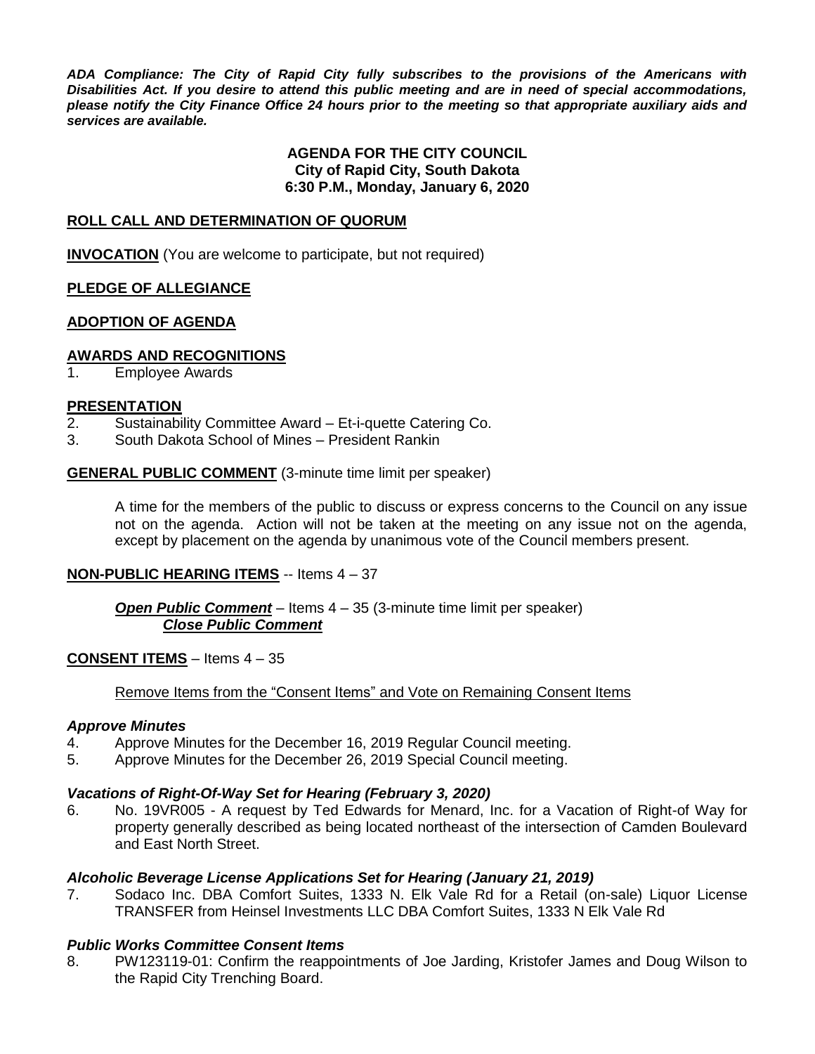***ADA Compliance: The City of Rapid City fully subscribes to the provisions of the Americans with Disabilities Act. If you desire to attend this public meeting and are in need of special accommodations, please notify the City Finance Office 24 hours prior to the meeting so that appropriate auxiliary aids and services are available.***

**AGENDA FOR THE CITY COUNCIL**
**City of Rapid City, South Dakota**
**6:30 P.M., Monday, January 6, 2020**

**ROLL CALL AND DETERMINATION OF QUORUM**

**INVOCATION** (You are welcome to participate, but not required)

**PLEDGE OF ALLEGIANCE**

**ADOPTION OF AGENDA**

**AWARDS AND RECOGNITIONS**

1. Employee Awards

**PRESENTATION**

2. Sustainability Committee Award – Et-i-quette Catering Co.
3. South Dakota School of Mines – President Rankin

**GENERAL PUBLIC COMMENT** (3-minute time limit per speaker)

A time for the members of the public to discuss or express concerns to the Council on any issue not on the agenda. Action will not be taken at the meeting on any issue not on the agenda, except by placement on the agenda by unanimous vote of the Council members present.

**NON-PUBLIC HEARING ITEMS** -- Items 4 – 37

***Open Public Comment*** – Items 4 – 35 (3-minute time limit per speaker)
***Close Public Comment***

**CONSENT ITEMS** – Items 4 – 35

Remove Items from the "Consent Items" and Vote on Remaining Consent Items

***Approve Minutes***

4. Approve Minutes for the December 16, 2019 Regular Council meeting.
5. Approve Minutes for the December 26, 2019 Special Council meeting.

***Vacations of Right-Of-Way Set for Hearing (February 3, 2020)***

6. No. 19VR005 - A request by Ted Edwards for Menard, Inc. for a Vacation of Right-of Way for property generally described as being located northeast of the intersection of Camden Boulevard and East North Street.

***Alcoholic Beverage License Applications Set for Hearing (January 21, 2019)***

7. Sodaco Inc. DBA Comfort Suites, 1333 N. Elk Vale Rd for a Retail (on-sale) Liquor License TRANSFER from Heinsel Investments LLC DBA Comfort Suites, 1333 N Elk Vale Rd

***Public Works Committee Consent Items***

8. PW123119-01: Confirm the reappointments of Joe Jarding, Kristofer James and Doug Wilson to the Rapid City Trenching Board.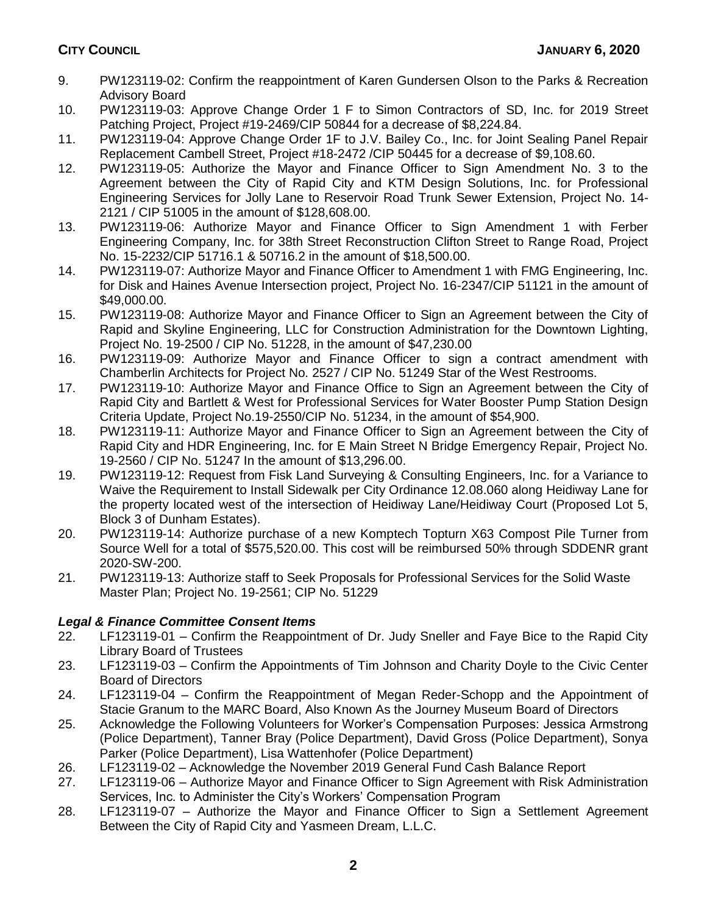9. PW123119-02: Confirm the reappointment of Karen Gundersen Olson to the Parks & Recreation Advisory Board
10. PW123119-03: Approve Change Order 1 F to Simon Contractors of SD, Inc. for 2019 Street Patching Project, Project #19-2469/CIP 50844 for a decrease of $8,224.84.
11. PW123119-04: Approve Change Order 1F to J.V. Bailey Co., Inc. for Joint Sealing Panel Repair Replacement Cambell Street, Project #18-2472 /CIP 50445 for a decrease of $9,108.60.
12. PW123119-05: Authorize the Mayor and Finance Officer to Sign Amendment No. 3 to the Agreement between the City of Rapid City and KTM Design Solutions, Inc. for Professional Engineering Services for Jolly Lane to Reservoir Road Trunk Sewer Extension, Project No. 14-2121 / CIP 51005 in the amount of $128,608.00.
13. PW123119-06: Authorize Mayor and Finance Officer to Sign Amendment 1 with Ferber Engineering Company, Inc. for 38th Street Reconstruction Clifton Street to Range Road, Project No. 15-2232/CIP 51716.1 & 50716.2 in the amount of $18,500.00.
14. PW123119-07: Authorize Mayor and Finance Officer to Amendment 1 with FMG Engineering, Inc. for Disk and Haines Avenue Intersection project, Project No. 16-2347/CIP 51121 in the amount of $49,000.00.
15. PW123119-08: Authorize Mayor and Finance Officer to Sign an Agreement between the City of Rapid and Skyline Engineering, LLC for Construction Administration for the Downtown Lighting, Project No. 19-2500 / CIP No. 51228, in the amount of $47,230.00
16. PW123119-09: Authorize Mayor and Finance Officer to sign a contract amendment with Chamberlin Architects for Project No. 2527 / CIP No. 51249 Star of the West Restrooms.
17. PW123119-10: Authorize Mayor and Finance Office to Sign an Agreement between the City of Rapid City and Bartlett & West for Professional Services for Water Booster Pump Station Design Criteria Update, Project No.19-2550/CIP No. 51234, in the amount of $54,900.
18. PW123119-11: Authorize Mayor and Finance Officer to Sign an Agreement between the City of Rapid City and HDR Engineering, Inc. for E Main Street N Bridge Emergency Repair, Project No. 19-2560 / CIP No. 51247 In the amount of $13,296.00.
19. PW123119-12: Request from Fisk Land Surveying & Consulting Engineers, Inc. for a Variance to Waive the Requirement to Install Sidewalk per City Ordinance 12.08.060 along Heidiway Lane for the property located west of the intersection of Heidiway Lane/Heidiway Court (Proposed Lot 5, Block 3 of Dunham Estates).
20. PW123119-14: Authorize purchase of a new Komptech Topturn X63 Compost Pile Turner from Source Well for a total of $575,520.00. This cost will be reimbursed 50% through SDDENR grant 2020-SW-200.
21. PW123119-13: Authorize staff to Seek Proposals for Professional Services for the Solid Waste Master Plan; Project No. 19-2561; CIP No. 51229

### *Legal & Finance Committee Consent Items*

22. LF123119-01 – Confirm the Reappointment of Dr. Judy Sneller and Faye Bice to the Rapid City Library Board of Trustees
23. LF123119-03 – Confirm the Appointments of Tim Johnson and Charity Doyle to the Civic Center Board of Directors
24. LF123119-04 – Confirm the Reappointment of Megan Reder-Schopp and the Appointment of Stacie Granum to the MARC Board, Also Known As the Journey Museum Board of Directors
25. Acknowledge the Following Volunteers for Worker's Compensation Purposes: Jessica Armstrong (Police Department), Tanner Bray (Police Department), David Gross (Police Department), Sonya Parker (Police Department), Lisa Wattenhofer (Police Department)
26. LF123119-02 – Acknowledge the November 2019 General Fund Cash Balance Report
27. LF123119-06 – Authorize Mayor and Finance Officer to Sign Agreement with Risk Administration Services, Inc. to Administer the City's Workers' Compensation Program
28. LF123119-07 – Authorize the Mayor and Finance Officer to Sign a Settlement Agreement Between the City of Rapid City and Yasmeen Dream, L.L.C.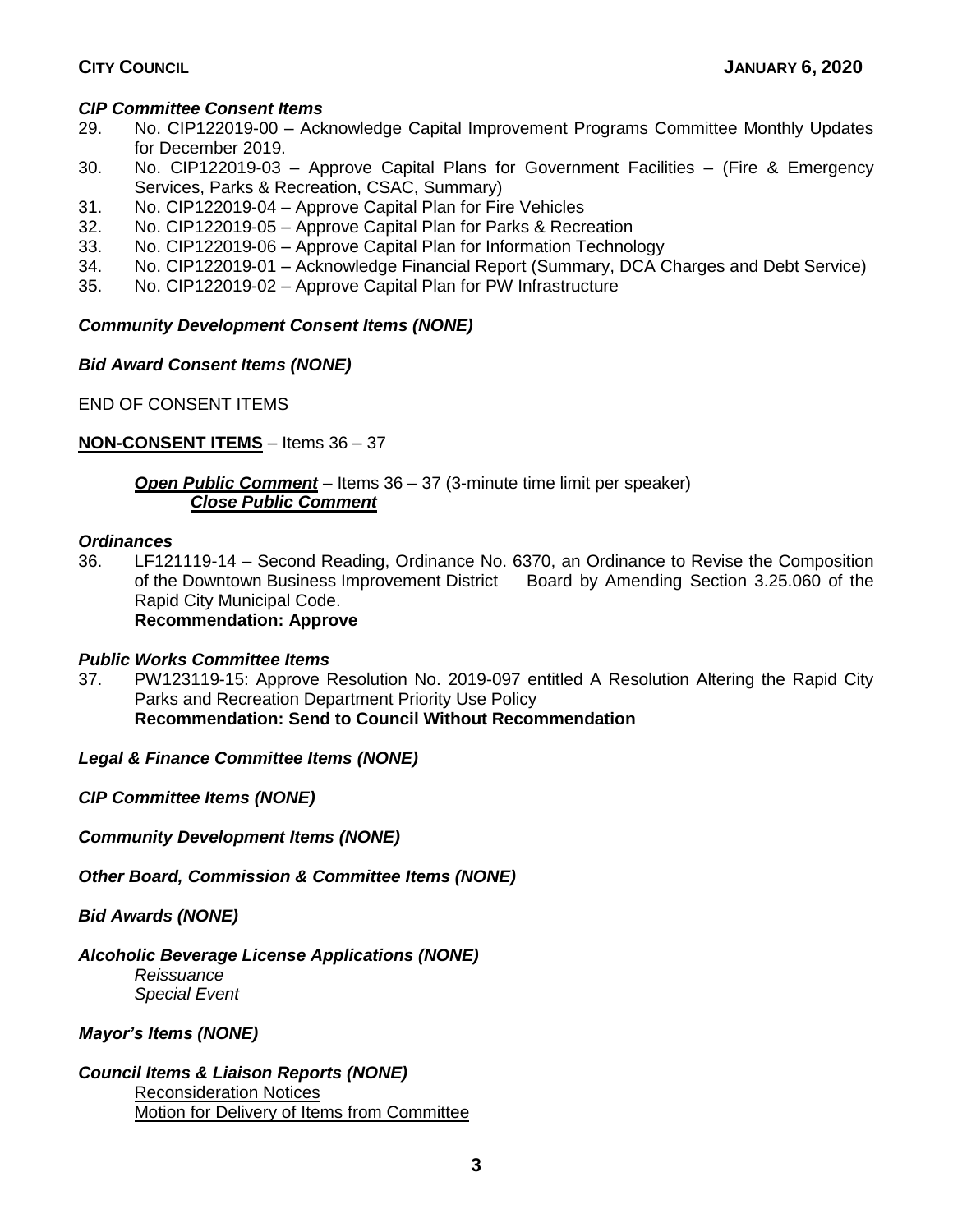***CIP Committee Consent Items***

29. No. CIP122019-00 – Acknowledge Capital Improvement Programs Committee Monthly Updates for December 2019.
30. No. CIP122019-03 – Approve Capital Plans for Government Facilities – (Fire & Emergency Services, Parks & Recreation, CSAC, Summary)
31. No. CIP122019-04 – Approve Capital Plan for Fire Vehicles
32. No. CIP122019-05 – Approve Capital Plan for Parks & Recreation
33. No. CIP122019-06 – Approve Capital Plan for Information Technology
34. No. CIP122019-01 – Acknowledge Financial Report (Summary, DCA Charges and Debt Service)
35. No. CIP122019-02 – Approve Capital Plan for PW Infrastructure

***Community Development Consent Items (NONE)***

***Bid Award Consent Items (NONE)***

END OF CONSENT ITEMS

**NON-CONSENT ITEMS** – Items 36 – 37

***Open Public Comment*** – Items 36 – 37 (3-minute time limit per speaker)
***Close Public Comment***

***Ordinances***

36. LF121119-14 – Second Reading, Ordinance No. 6370, an Ordinance to Revise the Composition of the Downtown Business Improvement District Board by Amending Section 3.25.060 of the Rapid City Municipal Code.
**Recommendation: Approve**

***Public Works Committee Items***

37. PW123119-15: Approve Resolution No. 2019-097 entitled A Resolution Altering the Rapid City Parks and Recreation Department Priority Use Policy
**Recommendation: Send to Council Without Recommendation**

***Legal & Finance Committee Items (NONE)***

***CIP Committee Items (NONE)***

***Community Development Items (NONE)***

***Other Board, Commission & Committee Items (NONE)***

***Bid Awards (NONE)***

***Alcoholic Beverage License Applications (NONE)***
*Reissuance*
*Special Event*

***Mayor's Items (NONE)***

***Council Items & Liaison Reports (NONE)***
Reconsideration Notices
Motion for Delivery of Items from Committee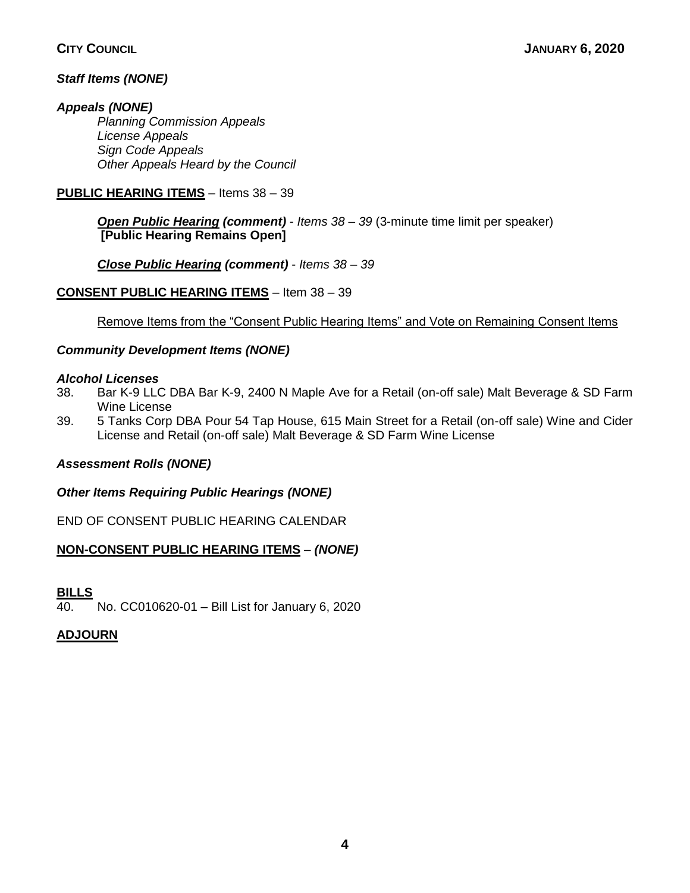***Staff Items (NONE)***

***Appeals (NONE)***

*Planning Commission Appeals*
*License Appeals*
*Sign Code Appeals*
*Other Appeals Heard by the Council*

**PUBLIC HEARING ITEMS** – Items 38 – 39

***Open Public Hearing (comment)*** - *Items 38 – 39* (3-minute time limit per speaker)
**[Public Hearing Remains Open]**

***Close Public Hearing (comment)*** - *Items 38 – 39*

**CONSENT PUBLIC HEARING ITEMS** – Item 38 – 39

Remove Items from the "Consent Public Hearing Items" and Vote on Remaining Consent Items

***Community Development Items (NONE)***

***Alcohol Licenses***

38. Bar K-9 LLC DBA Bar K-9, 2400 N Maple Ave for a Retail (on-off sale) Malt Beverage & SD Farm Wine License
39. 5 Tanks Corp DBA Pour 54 Tap House, 615 Main Street for a Retail (on-off sale) Wine and Cider License and Retail (on-off sale) Malt Beverage & SD Farm Wine License

***Assessment Rolls (NONE)***

***Other Items Requiring Public Hearings (NONE)***

END OF CONSENT PUBLIC HEARING CALENDAR

**NON-CONSENT PUBLIC HEARING ITEMS** – ***(NONE)***

**BILLS**

40. No. CC010620-01 – Bill List for January 6, 2020

**ADJOURN**